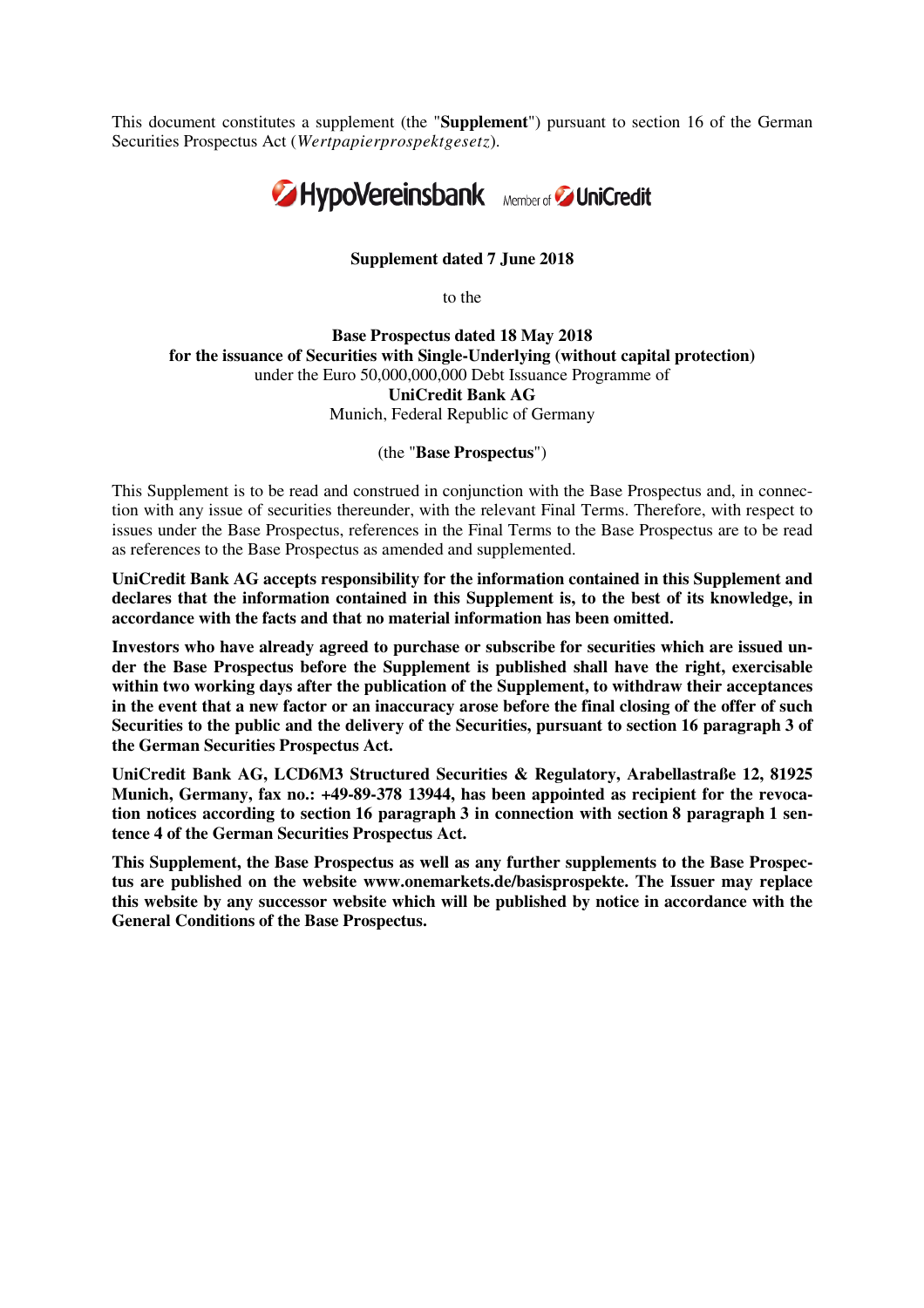This document constitutes a supplement (the "**Supplement**") pursuant to section 16 of the German Securities Prospectus Act (*Wertpapierprospektgesetz*).

HypoVereinsbank Member of UniCredit

**Supplement dated 7 June 2018**

to the

**Base Prospectus dated 18 May 2018**
**for the issuance of Securities with Single-Underlying (without capital protection)**
under the Euro 50,000,000,000 Debt Issuance Programme of
**UniCredit Bank AG**
Munich, Federal Republic of Germany

(the "**Base Prospectus**")

This Supplement is to be read and construed in conjunction with the Base Prospectus and, in connection with any issue of securities thereunder, with the relevant Final Terms. Therefore, with respect to issues under the Base Prospectus, references in the Final Terms to the Base Prospectus are to be read as references to the Base Prospectus as amended and supplemented.

**UniCredit Bank AG accepts responsibility for the information contained in this Supplement and declares that the information contained in this Supplement is, to the best of its knowledge, in accordance with the facts and that no material information has been omitted.**

**Investors who have already agreed to purchase or subscribe for securities which are issued under the Base Prospectus before the Supplement is published shall have the right, exercisable within two working days after the publication of the Supplement, to withdraw their acceptances in the event that a new factor or an inaccuracy arose before the final closing of the offer of such Securities to the public and the delivery of the Securities, pursuant to section 16 paragraph 3 of the German Securities Prospectus Act.**

**UniCredit Bank AG, LCD6M3 Structured Securities & Regulatory, Arabellastraße 12, 81925 Munich, Germany, fax no.: +49-89-378 13944, has been appointed as recipient for the revocation notices according to section 16 paragraph 3 in connection with section 8 paragraph 1 sentence 4 of the German Securities Prospectus Act.**

**This Supplement, the Base Prospectus as well as any further supplements to the Base Prospectus are published on the website www.onemarkets.de/basisprospekte. The Issuer may replace this website by any successor website which will be published by notice in accordance with the General Conditions of the Base Prospectus.**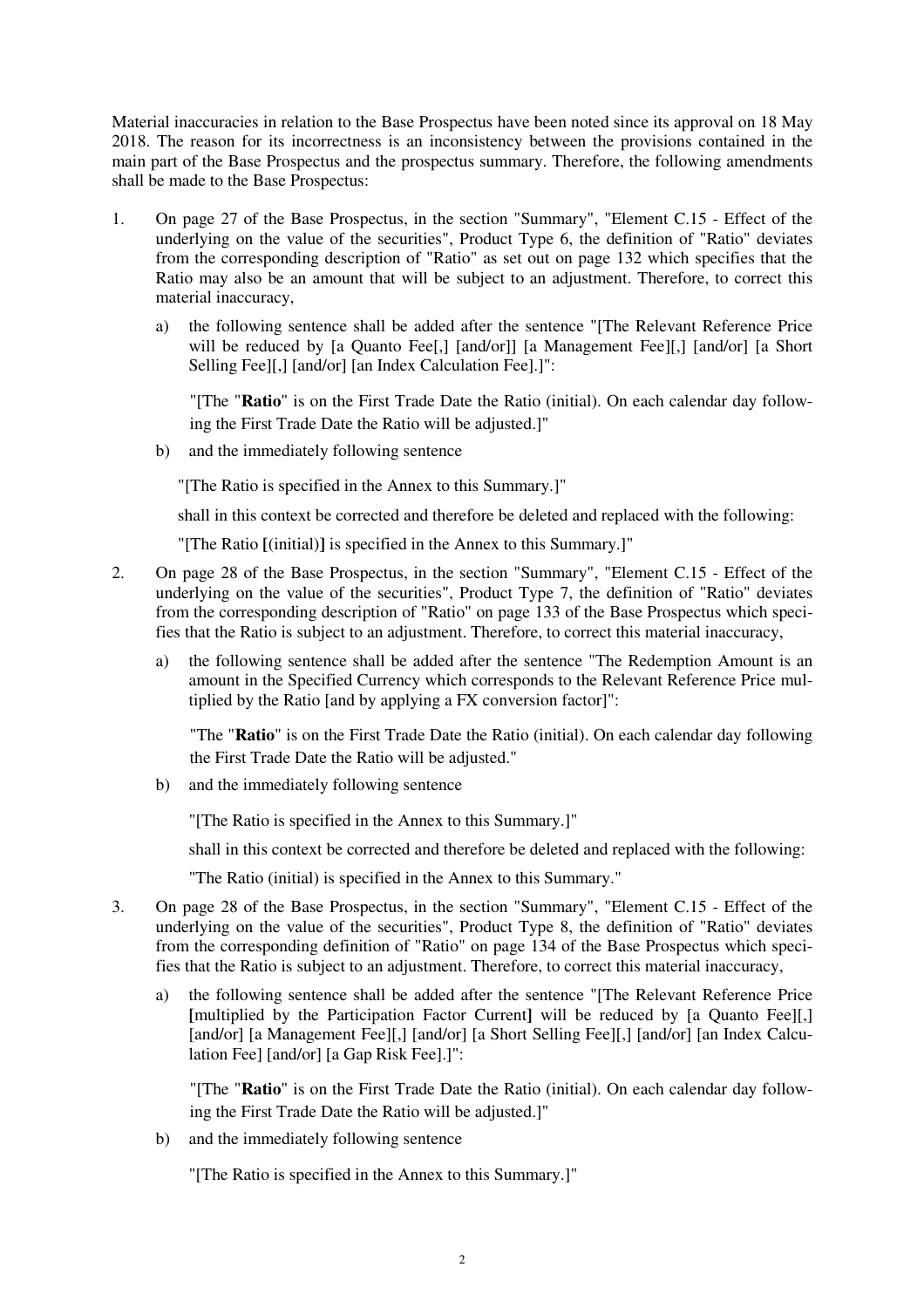Material inaccuracies in relation to the Base Prospectus have been noted since its approval on 18 May 2018. The reason for its incorrectness is an inconsistency between the provisions contained in the main part of the Base Prospectus and the prospectus summary. Therefore, the following amendments shall be made to the Base Prospectus:

1. On page 27 of the Base Prospectus, in the section "Summary", "Element C.15 - Effect of the underlying on the value of the securities", Product Type 6, the definition of "Ratio" deviates from the corresponding description of "Ratio" as set out on page 132 which specifies that the Ratio may also be an amount that will be subject to an adjustment. Therefore, to correct this material inaccuracy,

   a) the following sentence shall be added after the sentence "[The Relevant Reference Price will be reduced by [a Quanto Fee[,] [and/or]] [a Management Fee][,] [and/or] [a Short Selling Fee][,] [and/or] [an Index Calculation Fee].]":

      "[The "**Ratio**" is on the First Trade Date the Ratio (initial). On each calendar day following the First Trade Date the Ratio will be adjusted.]"

   b) and the immediately following sentence

      "[The Ratio is specified in the Annex to this Summary.]"

      shall in this context be corrected and therefore be deleted and replaced with the following:

      "[The Ratio **[**(initial)**]** is specified in the Annex to this Summary.]"

2. On page 28 of the Base Prospectus, in the section "Summary", "Element C.15 - Effect of the underlying on the value of the securities", Product Type 7, the definition of "Ratio" deviates from the corresponding description of "Ratio" on page 133 of the Base Prospectus which specifies that the Ratio is subject to an adjustment. Therefore, to correct this material inaccuracy,

   a) the following sentence shall be added after the sentence "The Redemption Amount is an amount in the Specified Currency which corresponds to the Relevant Reference Price multiplied by the Ratio [and by applying a FX conversion factor]":

      "The "**Ratio**" is on the First Trade Date the Ratio (initial). On each calendar day following the First Trade Date the Ratio will be adjusted."

   b) and the immediately following sentence

      "[The Ratio is specified in the Annex to this Summary.]"

      shall in this context be corrected and therefore be deleted and replaced with the following:

      "The Ratio (initial) is specified in the Annex to this Summary."

3. On page 28 of the Base Prospectus, in the section "Summary", "Element C.15 - Effect of the underlying on the value of the securities", Product Type 8, the definition of "Ratio" deviates from the corresponding definition of "Ratio" on page 134 of the Base Prospectus which specifies that the Ratio is subject to an adjustment. Therefore, to correct this material inaccuracy,

   a) the following sentence shall be added after the sentence "[The Relevant Reference Price **[**multiplied by the Participation Factor Current**]** will be reduced by [a Quanto Fee][,] [and/or] [a Management Fee][,] [and/or] [a Short Selling Fee][,] [and/or] [an Index Calculation Fee] [and/or] [a Gap Risk Fee].]":

      "[The "**Ratio**" is on the First Trade Date the Ratio (initial). On each calendar day following the First Trade Date the Ratio will be adjusted.]"

   b) and the immediately following sentence

      "[The Ratio is specified in the Annex to this Summary.]"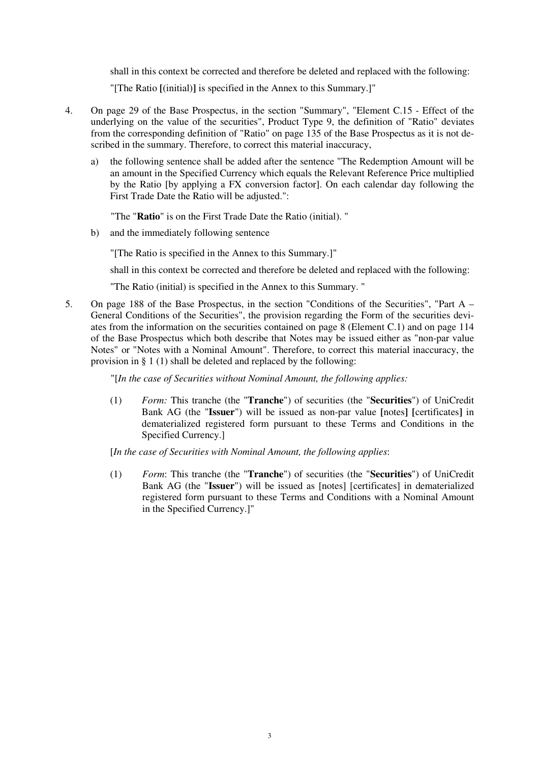shall in this context be corrected and therefore be deleted and replaced with the following:

"[The Ratio **[**(initial)**]** is specified in the Annex to this Summary.]"

4. On page 29 of the Base Prospectus, in the section "Summary", "Element C.15 - Effect of the underlying on the value of the securities", Product Type 9, the definition of "Ratio" deviates from the corresponding definition of "Ratio" on page 135 of the Base Prospectus as it is not described in the summary. Therefore, to correct this material inaccuracy,

   a) the following sentence shall be added after the sentence "The Redemption Amount will be an amount in the Specified Currency which equals the Relevant Reference Price multiplied by the Ratio [by applying a FX conversion factor]. On each calendar day following the First Trade Date the Ratio will be adjusted.":

      "The "**Ratio**" is on the First Trade Date the Ratio (initial). "

   b) and the immediately following sentence

      "[The Ratio is specified in the Annex to this Summary.]"

      shall in this context be corrected and therefore be deleted and replaced with the following:

      "The Ratio (initial) is specified in the Annex to this Summary. "

5. On page 188 of the Base Prospectus, in the section "Conditions of the Securities", "Part A – General Conditions of the Securities", the provision regarding the Form of the securities deviates from the information on the securities contained on page 8 (Element C.1) and on page 114 of the Base Prospectus which both describe that Notes may be issued either as "non-par value Notes" or "Notes with a Nominal Amount". Therefore, to correct this material inaccuracy, the provision in § 1 (1) shall be deleted and replaced by the following:

   "[*In the case of Securities without Nominal Amount, the following applies:*

   (1) *Form:* This tranche (the "**Tranche**") of securities (the "**Securities**") of UniCredit Bank AG (the "**Issuer**") will be issued as non-par value **[**notes**]** **[**certificates**]** in dematerialized registered form pursuant to these Terms and Conditions in the Specified Currency.]

   [*In the case of Securities with Nominal Amount, the following applies*:

   (1) *Form*: This tranche (the "**Tranche**") of securities (the "**Securities**") of UniCredit Bank AG (the "**Issuer**") will be issued as [notes] [certificates] in dematerialized registered form pursuant to these Terms and Conditions with a Nominal Amount in the Specified Currency.]"